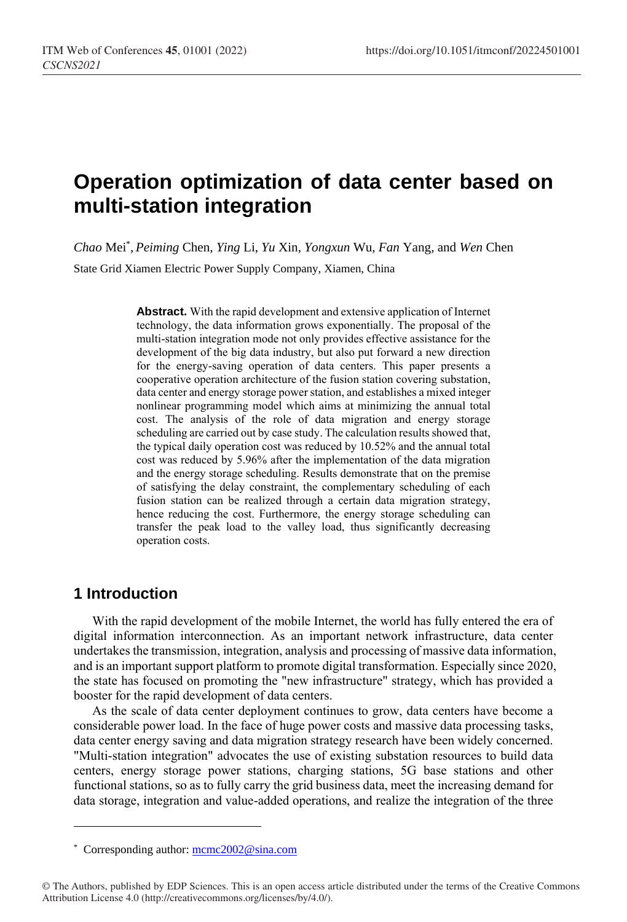# Operation optimization of data center based on multi-station integration

*Chao* Mei*, *Peiming* Chen, *Ying* Li, *Yu* Xin, *Yongxun* Wu, *Fan* Yang, and *Wen* Chen

State Grid Xiamen Electric Power Supply Company, Xiamen, China

**Abstract.** With the rapid development and extensive application of Internet technology, the data information grows exponentially. The proposal of the multi-station integration mode not only provides effective assistance for the development of the big data industry, but also put forward a new direction for the energy-saving operation of data centers. This paper presents a cooperative operation architecture of the fusion station covering substation, data center and energy storage power station, and establishes a mixed integer nonlinear programming model which aims at minimizing the annual total cost. The analysis of the role of data migration and energy storage scheduling are carried out by case study. The calculation results showed that, the typical daily operation cost was reduced by 10.52% and the annual total cost was reduced by 5.96% after the implementation of the data migration and the energy storage scheduling. Results demonstrate that on the premise of satisfying the delay constraint, the complementary scheduling of each fusion station can be realized through a certain data migration strategy, hence reducing the cost. Furthermore, the energy storage scheduling can transfer the peak load to the valley load, thus significantly decreasing operation costs.

## 1 Introduction

With the rapid development of the mobile Internet, the world has fully entered the era of digital information interconnection. As an important network infrastructure, data center undertakes the transmission, integration, analysis and processing of massive data information, and is an important support platform to promote digital transformation. Especially since 2020, the state has focused on promoting the "new infrastructure" strategy, which has provided a booster for the rapid development of data centers.

As the scale of data center deployment continues to grow, data centers have become a considerable power load. In the face of huge power costs and massive data processing tasks, data center energy saving and data migration strategy research have been widely concerned. "Multi-station integration" advocates the use of existing substation resources to build data centers, energy storage power stations, charging stations, 5G base stations and other functional stations, so as to fully carry the grid business data, meet the increasing demand for data storage, integration and value-added operations, and realize the integration of the three

* Corresponding author: mcmc2002@sina.com

© The Authors, published by EDP Sciences. This is an open access article distributed under the terms of the Creative Commons Attribution License 4.0 (http://creativecommons.org/licenses/by/4.0/).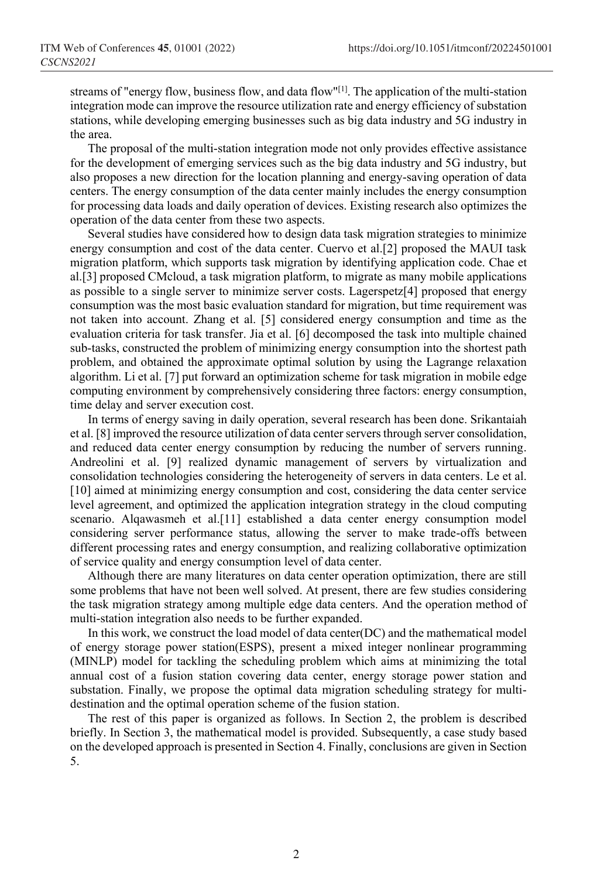streams of "energy flow, business flow, and data flow"[1]. The application of the multi-station integration mode can improve the resource utilization rate and energy efficiency of substation stations, while developing emerging businesses such as big data industry and 5G industry in the area.

The proposal of the multi-station integration mode not only provides effective assistance for the development of emerging services such as the big data industry and 5G industry, but also proposes a new direction for the location planning and energy-saving operation of data centers. The energy consumption of the data center mainly includes the energy consumption for processing data loads and daily operation of devices. Existing research also optimizes the operation of the data center from these two aspects.

Several studies have considered how to design data task migration strategies to minimize energy consumption and cost of the data center. Cuervo et al.[2] proposed the MAUI task migration platform, which supports task migration by identifying application code. Chae et al.[3] proposed CMcloud, a task migration platform, to migrate as many mobile applications as possible to a single server to minimize server costs. Lagerspetz[4] proposed that energy consumption was the most basic evaluation standard for migration, but time requirement was not taken into account. Zhang et al. [5] considered energy consumption and time as the evaluation criteria for task transfer. Jia et al. [6] decomposed the task into multiple chained sub-tasks, constructed the problem of minimizing energy consumption into the shortest path problem, and obtained the approximate optimal solution by using the Lagrange relaxation algorithm. Li et al. [7] put forward an optimization scheme for task migration in mobile edge computing environment by comprehensively considering three factors: energy consumption, time delay and server execution cost.

In terms of energy saving in daily operation, several research has been done. Srikantaiah et al. [8] improved the resource utilization of data center servers through server consolidation, and reduced data center energy consumption by reducing the number of servers running. Andreolini et al. [9] realized dynamic management of servers by virtualization and consolidation technologies considering the heterogeneity of servers in data centers. Le et al. [10] aimed at minimizing energy consumption and cost, considering the data center service level agreement, and optimized the application integration strategy in the cloud computing scenario. Alqawasmeh et al.[11] established a data center energy consumption model considering server performance status, allowing the server to make trade-offs between different processing rates and energy consumption, and realizing collaborative optimization of service quality and energy consumption level of data center.

Although there are many literatures on data center operation optimization, there are still some problems that have not been well solved. At present, there are few studies considering the task migration strategy among multiple edge data centers. And the operation method of multi-station integration also needs to be further expanded.

In this work, we construct the load model of data center(DC) and the mathematical model of energy storage power station(ESPS), present a mixed integer nonlinear programming (MINLP) model for tackling the scheduling problem which aims at minimizing the total annual cost of a fusion station covering data center, energy storage power station and substation. Finally, we propose the optimal data migration scheduling strategy for multi-destination and the optimal operation scheme of the fusion station.

The rest of this paper is organized as follows. In Section 2, the problem is described briefly. In Section 3, the mathematical model is provided. Subsequently, a case study based on the developed approach is presented in Section 4. Finally, conclusions are given in Section 5.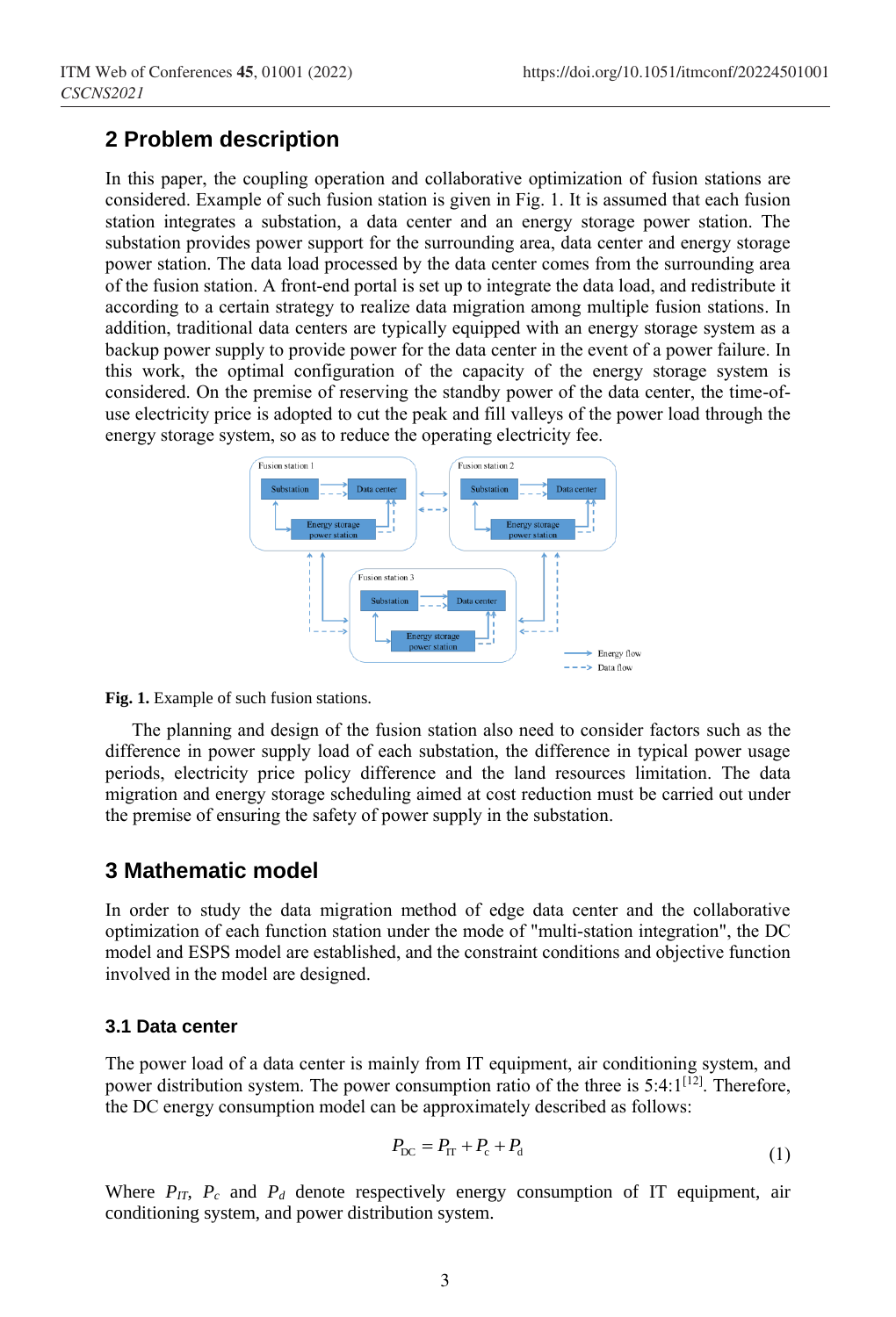## 2 Problem description

In this paper, the coupling operation and collaborative optimization of fusion stations are considered. Example of such fusion station is given in Fig. 1. It is assumed that each fusion station integrates a substation, a data center and an energy storage power station. The substation provides power support for the surrounding area, data center and energy storage power station. The data load processed by the data center comes from the surrounding area of the fusion station. A front-end portal is set up to integrate the data load, and redistribute it according to a certain strategy to realize data migration among multiple fusion stations. In addition, traditional data centers are typically equipped with an energy storage system as a backup power supply to provide power for the data center in the event of a power failure. In this work, the optimal configuration of the capacity of the energy storage system is considered. On the premise of reserving the standby power of the data center, the time-of-use electricity price is adopted to cut the peak and fill valleys of the power load through the energy storage system, so as to reduce the operating electricity fee.

**Fig. 1.** Example of such fusion stations.

The planning and design of the fusion station also need to consider factors such as the difference in power supply load of each substation, the difference in typical power usage periods, electricity price policy difference and the land resources limitation. The data migration and energy storage scheduling aimed at cost reduction must be carried out under the premise of ensuring the safety of power supply in the substation.

## 3 Mathematic model

In order to study the data migration method of edge data center and the collaborative optimization of each function station under the mode of "multi-station integration", the DC model and ESPS model are established, and the constraint conditions and objective function involved in the model are designed.

### 3.1 Data center

The power load of a data center is mainly from IT equipment, air conditioning system, and power distribution system. The power consumption ratio of the three is 5:4:1[12]. Therefore, the DC energy consumption model can be approximately described as follows:

$$P_{\mathrm{DC}} = P_{\mathrm{IT}} + P_{\mathrm{c}} + P_{\mathrm{d}} \tag{1}$$

Where $P_{IT}$, $P_c$ and $P_d$ denote respectively energy consumption of IT equipment, air conditioning system, and power distribution system.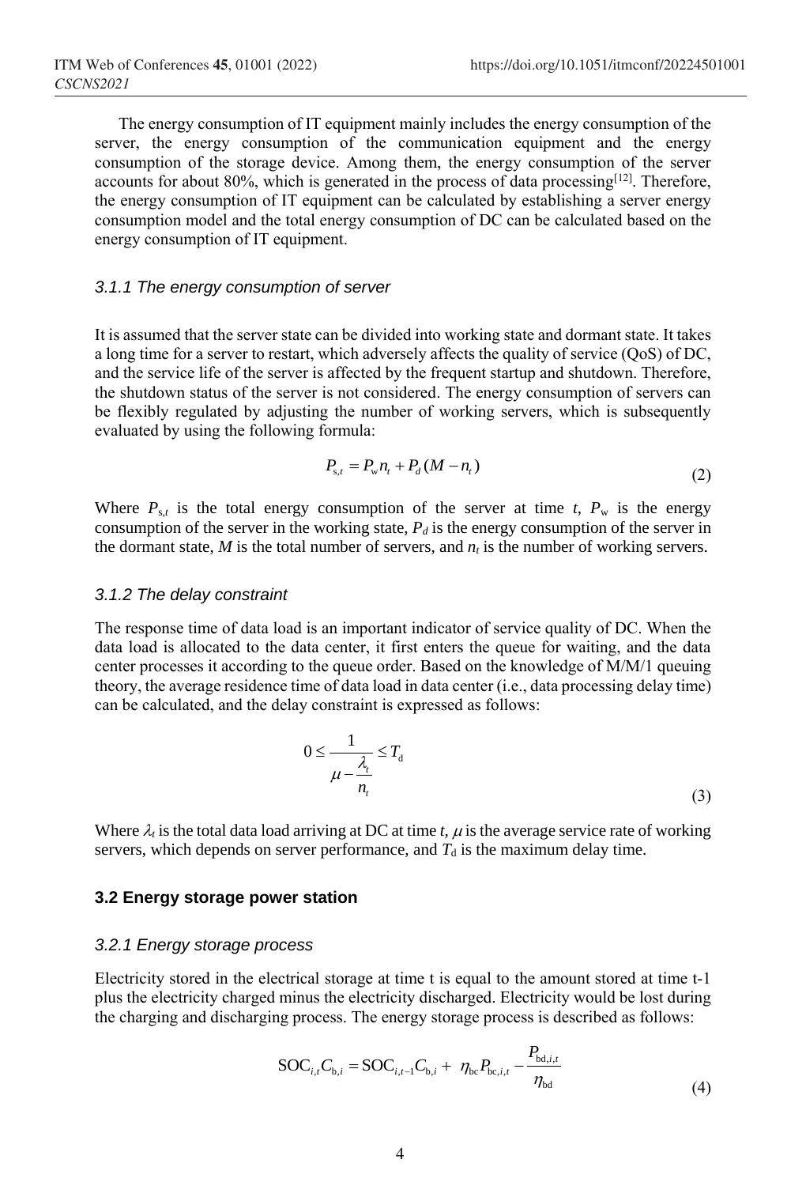The energy consumption of IT equipment mainly includes the energy consumption of the server, the energy consumption of the communication equipment and the energy consumption of the storage device. Among them, the energy consumption of the server accounts for about 80%, which is generated in the process of data processing[12]. Therefore, the energy consumption of IT equipment can be calculated by establishing a server energy consumption model and the total energy consumption of DC can be calculated based on the energy consumption of IT equipment.

### *3.1.1 The energy consumption of server*

It is assumed that the server state can be divided into working state and dormant state. It takes a long time for a server to restart, which adversely affects the quality of service (QoS) of DC, and the service life of the server is affected by the frequent startup and shutdown. Therefore, the shutdown status of the server is not considered. The energy consumption of servers can be flexibly regulated by adjusting the number of working servers, which is subsequently evaluated by using the following formula:

$$P_{s,t} = P_w n_t + P_d (M - n_t) \tag{2}$$

Where $P_{s,t}$ is the total energy consumption of the server at time $t$, $P_w$ is the energy consumption of the server in the working state, $P_d$ is the energy consumption of the server in the dormant state, $M$ is the total number of servers, and $n_t$ is the number of working servers.

### *3.1.2 The delay constraint*

The response time of data load is an important indicator of service quality of DC. When the data load is allocated to the data center, it first enters the queue for waiting, and the data center processes it according to the queue order. Based on the knowledge of M/M/1 queuing theory, the average residence time of data load in data center (i.e., data processing delay time) can be calculated, and the delay constraint is expressed as follows:

$$0 \le \frac{1}{\mu - \frac{\lambda_t}{n_t}} \le T_d \tag{3}$$

Where $\lambda_t$ is the total data load arriving at DC at time $t$, $\mu$ is the average service rate of working servers, which depends on server performance, and $T_d$ is the maximum delay time.

## 3.2 Energy storage power station

### *3.2.1 Energy storage process*

Electricity stored in the electrical storage at time t is equal to the amount stored at time t-1 plus the electricity charged minus the electricity discharged. Electricity would be lost during the charging and discharging process. The energy storage process is described as follows:

$$\mathrm{SOC}_{i,t} C_{b,i} = \mathrm{SOC}_{i,t-1} C_{b,i} + \eta_{bc} P_{bc,i,t} - \frac{P_{bd,i,t}}{\eta_{bd}} \tag{4}$$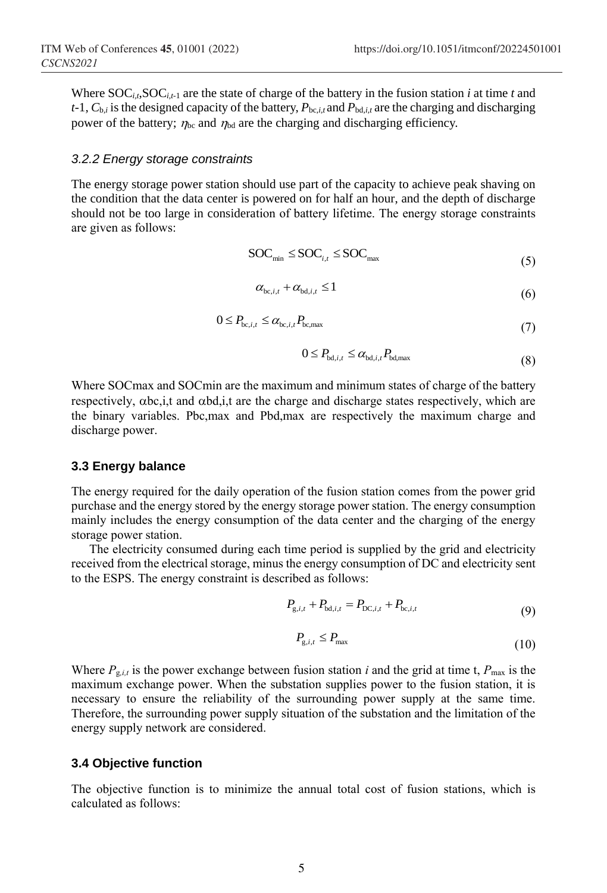Where $\mathrm{SOC}_{i,t}$,$\mathrm{SOC}_{i,t-1}$ are the state of charge of the battery in the fusion station $i$ at time $t$ and $t$-1, $C_{b,i}$ is the designed capacity of the battery, $P_{bc,i,t}$ and $P_{bd,i,t}$ are the charging and discharging power of the battery; $\eta_{bc}$ and $\eta_{bd}$ are the charging and discharging efficiency.

#### *3.2.2 Energy storage constraints*

The energy storage power station should use part of the capacity to achieve peak shaving on the condition that the data center is powered on for half an hour, and the depth of discharge should not be too large in consideration of battery lifetime. The energy storage constraints are given as follows:

$$\mathrm{SOC}_{\min} \leq \mathrm{SOC}_{i,t} \leq \mathrm{SOC}_{\max} \tag{5}$$

$$\alpha_{bc,i,t} + \alpha_{bd,i,t} \leq 1 \tag{6}$$

$$0 \leq P_{bc,i,t} \leq \alpha_{bc,i,t} P_{bc,\max} \tag{7}$$

$$0 \leq P_{bd,i,t} \leq \alpha_{bd,i,t} P_{bd,\max} \tag{8}$$

Where SOCmax and SOCmin are the maximum and minimum states of charge of the battery respectively, $\alpha$bc,i,t and $\alpha$bd,i,t are the charge and discharge states respectively, which are the binary variables. Pbc,max and Pbd,max are respectively the maximum charge and discharge power.

### 3.3 Energy balance

The energy required for the daily operation of the fusion station comes from the power grid purchase and the energy stored by the energy storage power station. The energy consumption mainly includes the energy consumption of the data center and the charging of the energy storage power station.

The electricity consumed during each time period is supplied by the grid and electricity received from the electrical storage, minus the energy consumption of DC and electricity sent to the ESPS. The energy constraint is described as follows:

$$P_{g,i,t} + P_{bd,i,t} = P_{DC,i,t} + P_{bc,i,t} \tag{9}$$

$$P_{g,i,t} \leq P_{\max} \tag{10}$$

Where $P_{g,i,t}$ is the power exchange between fusion station $i$ and the grid at time t, $P_{\max}$ is the maximum exchange power. When the substation supplies power to the fusion station, it is necessary to ensure the reliability of the surrounding power supply at the same time. Therefore, the surrounding power supply situation of the substation and the limitation of the energy supply network are considered.

### 3.4 Objective function

The objective function is to minimize the annual total cost of fusion stations, which is calculated as follows: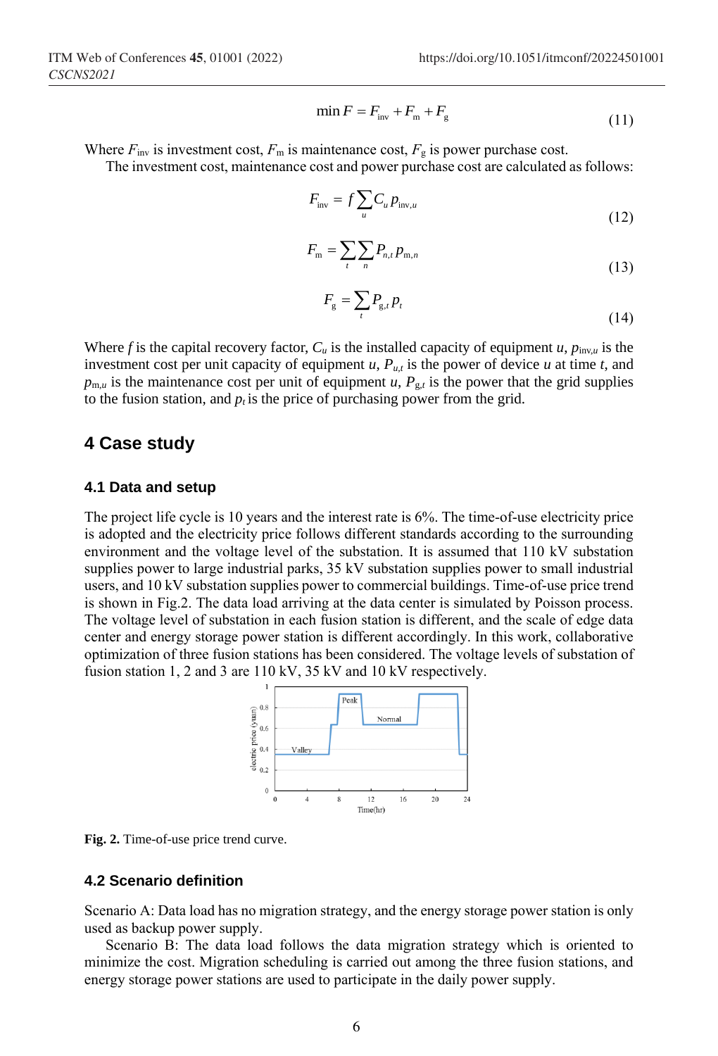$$\min F = F_{\text{inv}} + F_{\text{m}} + F_{\text{g}} \tag{11}$$

Where $F_{\text{inv}}$ is investment cost, $F_{\text{m}}$ is maintenance cost, $F_{\text{g}}$ is power purchase cost.

The investment cost, maintenance cost and power purchase cost are calculated as follows:

$$F_{\text{inv}} = f \sum_{u} C_u p_{\text{inv},u} \tag{12}$$

$$F_{\text{m}} = \sum_{t} \sum_{n} P_{n,t} p_{\text{m},n} \tag{13}$$

$$F_{\text{g}} = \sum_{t} P_{\text{g},t} p_t \tag{14}$$

Where $f$ is the capital recovery factor, $C_u$ is the installed capacity of equipment $u$, $p_{\text{inv},u}$ is the investment cost per unit capacity of equipment $u$, $P_{u,t}$ is the power of device $u$ at time $t$, and $p_{\text{m},u}$ is the maintenance cost per unit of equipment $u$, $P_{\text{g},t}$ is the power that the grid supplies to the fusion station, and $p_t$ is the price of purchasing power from the grid.

## 4 Case study

### 4.1 Data and setup

The project life cycle is 10 years and the interest rate is 6%. The time-of-use electricity price is adopted and the electricity price follows different standards according to the surrounding environment and the voltage level of the substation. It is assumed that 110 kV substation supplies power to large industrial parks, 35 kV substation supplies power to small industrial users, and 10 kV substation supplies power to commercial buildings. Time-of-use price trend is shown in Fig.2. The data load arriving at the data center is simulated by Poisson process. The voltage level of substation in each fusion station is different, and the scale of edge data center and energy storage power station is different accordingly. In this work, collaborative optimization of three fusion stations has been considered. The voltage levels of substation of fusion station 1, 2 and 3 are 110 kV, 35 kV and 10 kV respectively.

**Fig. 2.** Time-of-use price trend curve.

### 4.2 Scenario definition

Scenario A: Data load has no migration strategy, and the energy storage power station is only used as backup power supply.

Scenario B: The data load follows the data migration strategy which is oriented to minimize the cost. Migration scheduling is carried out among the three fusion stations, and energy storage power stations are used to participate in the daily power supply.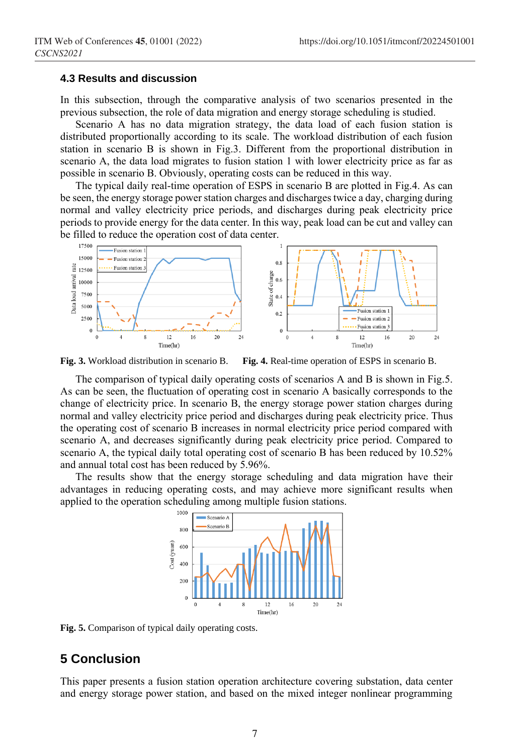### 4.3 Results and discussion

In this subsection, through the comparative analysis of two scenarios presented in the previous subsection, the role of data migration and energy storage scheduling is studied.

Scenario A has no data migration strategy, the data load of each fusion station is distributed proportionally according to its scale. The workload distribution of each fusion station in scenario B is shown in Fig.3. Different from the proportional distribution in scenario A, the data load migrates to fusion station 1 with lower electricity price as far as possible in scenario B. Obviously, operating costs can be reduced in this way.

The typical daily real-time operation of ESPS in scenario B are plotted in Fig.4. As can be seen, the energy storage power station charges and discharges twice a day, charging during normal and valley electricity price periods, and discharges during peak electricity price periods to provide energy for the data center. In this way, peak load can be cut and valley can be filled to reduce the operation cost of data center.

**Fig. 3.** Workload distribution in scenario B.

**Fig. 4.** Real-time operation of ESPS in scenario B.

The comparison of typical daily operating costs of scenarios A and B is shown in Fig.5. As can be seen, the fluctuation of operating cost in scenario A basically corresponds to the change of electricity price. In scenario B, the energy storage power station charges during normal and valley electricity price period and discharges during peak electricity price. Thus the operating cost of scenario B increases in normal electricity price period compared with scenario A, and decreases significantly during peak electricity price period. Compared to scenario A, the typical daily total operating cost of scenario B has been reduced by 10.52% and annual total cost has been reduced by 5.96%.

The results show that the energy storage scheduling and data migration have their advantages in reducing operating costs, and may achieve more significant results when applied to the operation scheduling among multiple fusion stations.

**Fig. 5.** Comparison of typical daily operating costs.

## 5 Conclusion

This paper presents a fusion station operation architecture covering substation, data center and energy storage power station, and based on the mixed integer nonlinear programming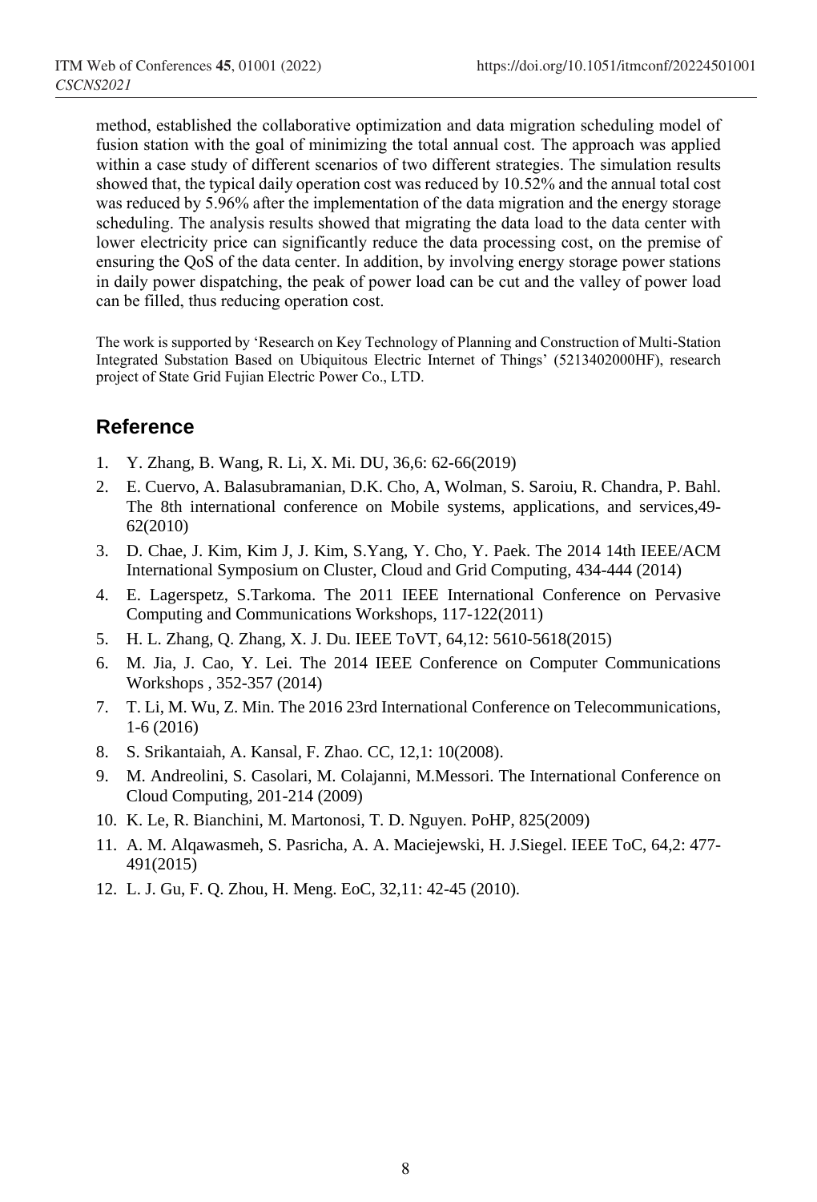method, established the collaborative optimization and data migration scheduling model of fusion station with the goal of minimizing the total annual cost. The approach was applied within a case study of different scenarios of two different strategies. The simulation results showed that, the typical daily operation cost was reduced by 10.52% and the annual total cost was reduced by 5.96% after the implementation of the data migration and the energy storage scheduling. The analysis results showed that migrating the data load to the data center with lower electricity price can significantly reduce the data processing cost, on the premise of ensuring the QoS of the data center. In addition, by involving energy storage power stations in daily power dispatching, the peak of power load can be cut and the valley of power load can be filled, thus reducing operation cost.

The work is supported by 'Research on Key Technology of Planning and Construction of Multi-Station Integrated Substation Based on Ubiquitous Electric Internet of Things' (5213402000HF), research project of State Grid Fujian Electric Power Co., LTD.

## Reference

1. Y. Zhang, B. Wang, R. Li, X. Mi. DU, 36,6: 62-66(2019)
2. E. Cuervo, A. Balasubramanian, D.K. Cho, A, Wolman, S. Saroiu, R. Chandra, P. Bahl. The 8th international conference on Mobile systems, applications, and services,49-62(2010)
3. D. Chae, J. Kim, Kim J, J. Kim, S.Yang, Y. Cho, Y. Paek. The 2014 14th IEEE/ACM International Symposium on Cluster, Cloud and Grid Computing, 434-444 (2014)
4. E. Lagerspetz, S.Tarkoma. The 2011 IEEE International Conference on Pervasive Computing and Communications Workshops, 117-122(2011)
5. H. L. Zhang, Q. Zhang, X. J. Du. IEEE ToVT, 64,12: 5610-5618(2015)
6. M. Jia, J. Cao, Y. Lei. The 2014 IEEE Conference on Computer Communications Workshops , 352-357 (2014)
7. T. Li, M. Wu, Z. Min. The 2016 23rd International Conference on Telecommunications, 1-6 (2016)
8. S. Srikantaiah, A. Kansal, F. Zhao. CC, 12,1: 10(2008).
9. M. Andreolini, S. Casolari, M. Colajanni, M.Messori. The International Conference on Cloud Computing, 201-214 (2009)
10. K. Le, R. Bianchini, M. Martonosi, T. D. Nguyen. PoHP, 825(2009)
11. A. M. Alqawasmeh, S. Pasricha, A. A. Maciejewski, H. J.Siegel. IEEE ToC, 64,2: 477-491(2015)
12. L. J. Gu, F. Q. Zhou, H. Meng. EoC, 32,11: 42-45 (2010).